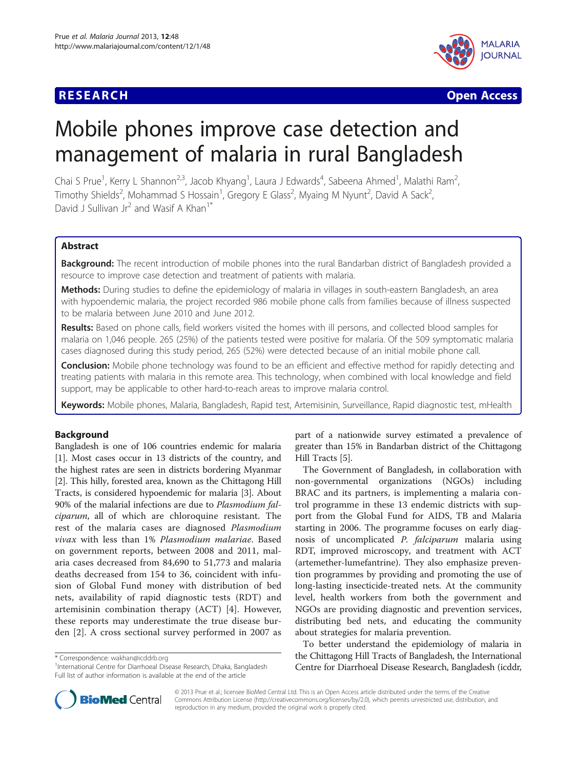**RESEARCH** **Open Access**

# Mobile phones improve case detection and management of malaria in rural Bangladesh

Chai S Prue[1], Kerry L Shannon[2,3], Jacob Khyang[1], Laura J Edwards[4], Sabeena Ahmed[1], Malathi Ram[2], Timothy Shields[2], Mohammad S Hossain[1], Gregory E Glass[2], Myaing M Nyunt[2], David A Sack[2], David J Sullivan Jr[2] and Wasif A Khan[1*]

## Abstract

**Background:** The recent introduction of mobile phones into the rural Bandarban district of Bangladesh provided a resource to improve case detection and treatment of patients with malaria.

**Methods:** During studies to define the epidemiology of malaria in villages in south-eastern Bangladesh, an area with hypoendemic malaria, the project recorded 986 mobile phone calls from families because of illness suspected to be malaria between June 2010 and June 2012.

**Results:** Based on phone calls, field workers visited the homes with ill persons, and collected blood samples for malaria on 1,046 people. 265 (25%) of the patients tested were positive for malaria. Of the 509 symptomatic malaria cases diagnosed during this study period, 265 (52%) were detected because of an initial mobile phone call.

**Conclusion:** Mobile phone technology was found to be an efficient and effective method for rapidly detecting and treating patients with malaria in this remote area. This technology, when combined with local knowledge and field support, may be applicable to other hard-to-reach areas to improve malaria control.

**Keywords:** Mobile phones, Malaria, Bangladesh, Rapid test, Artemisinin, Surveillance, Rapid diagnostic test, mHealth

## Background

Bangladesh is one of 106 countries endemic for malaria [1]. Most cases occur in 13 districts of the country, and the highest rates are seen in districts bordering Myanmar [2]. This hilly, forested area, known as the Chittagong Hill Tracts, is considered hypoendemic for malaria [3]. About 90% of the malarial infections are due to *Plasmodium falciparum*, all of which are chloroquine resistant. The rest of the malaria cases are diagnosed *Plasmodium vivax* with less than 1% *Plasmodium malariae*. Based on government reports, between 2008 and 2011, malaria cases decreased from 84,690 to 51,773 and malaria deaths decreased from 154 to 36, coincident with infusion of Global Fund money with distribution of bed nets, availability of rapid diagnostic tests (RDT) and artemisinin combination therapy (ACT) [4]. However, these reports may underestimate the true disease burden [2]. A cross sectional survey performed in 2007 as part of a nationwide survey estimated a prevalence of greater than 15% in Bandarban district of the Chittagong Hill Tracts [5].

The Government of Bangladesh, in collaboration with non-governmental organizations (NGOs) including BRAC and its partners, is implementing a malaria control programme in these 13 endemic districts with support from the Global Fund for AIDS, TB and Malaria starting in 2006. The programme focuses on early diagnosis of uncomplicated *P. falciparum* malaria using RDT, improved microscopy, and treatment with ACT (artemether-lumefantrine). They also emphasize prevention programmes by providing and promoting the use of long-lasting insecticide-treated nets. At the community level, health workers from both the government and NGOs are providing diagnostic and prevention services, distributing bed nets, and educating the community about strategies for malaria prevention.

To better understand the epidemiology of malaria in the Chittagong Hill Tracts of Bangladesh, the International Centre for Diarrhoeal Disease Research, Bangladesh (icddr,

\* Correspondence: wakhan@icddrb.org
[1]International Centre for Diarrhoeal Disease Research, Dhaka, Bangladesh
Full list of author information is available at the end of the article

© 2013 Prue et al.; licensee BioMed Central Ltd. This is an Open Access article distributed under the terms of the Creative Commons Attribution License (http://creativecommons.org/licenses/by/2.0), which permits unrestricted use, distribution, and reproduction in any medium, provided the original work is properly cited.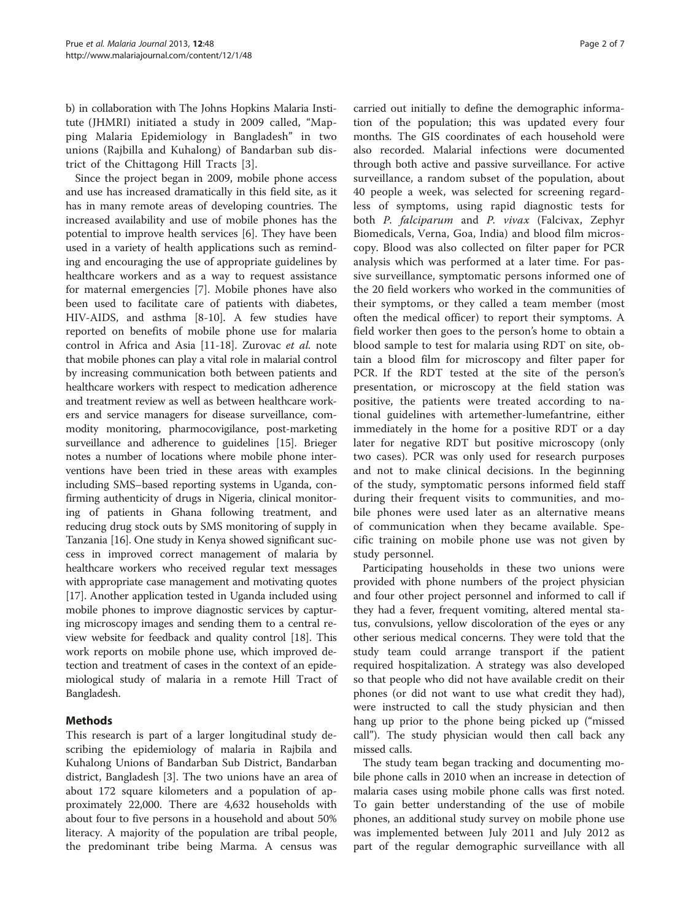b) in collaboration with The Johns Hopkins Malaria Institute (JHMRI) initiated a study in 2009 called, "Mapping Malaria Epidemiology in Bangladesh" in two unions (Rajbilla and Kuhalong) of Bandarban sub district of the Chittagong Hill Tracts [3].

Since the project began in 2009, mobile phone access and use has increased dramatically in this field site, as it has in many remote areas of developing countries. The increased availability and use of mobile phones has the potential to improve health services [6]. They have been used in a variety of health applications such as reminding and encouraging the use of appropriate guidelines by healthcare workers and as a way to request assistance for maternal emergencies [7]. Mobile phones have also been used to facilitate care of patients with diabetes, HIV-AIDS, and asthma [8-10]. A few studies have reported on benefits of mobile phone use for malaria control in Africa and Asia [11-18]. Zurovac *et al.* note that mobile phones can play a vital role in malarial control by increasing communication both between patients and healthcare workers with respect to medication adherence and treatment review as well as between healthcare workers and service managers for disease surveillance, commodity monitoring, pharmocovigilance, post-marketing surveillance and adherence to guidelines [15]. Brieger notes a number of locations where mobile phone interventions have been tried in these areas with examples including SMS–based reporting systems in Uganda, confirming authenticity of drugs in Nigeria, clinical monitoring of patients in Ghana following treatment, and reducing drug stock outs by SMS monitoring of supply in Tanzania [16]. One study in Kenya showed significant success in improved correct management of malaria by healthcare workers who received regular text messages with appropriate case management and motivating quotes [17]. Another application tested in Uganda included using mobile phones to improve diagnostic services by capturing microscopy images and sending them to a central review website for feedback and quality control [18]. This work reports on mobile phone use, which improved detection and treatment of cases in the context of an epidemiological study of malaria in a remote Hill Tract of Bangladesh.

## Methods

This research is part of a larger longitudinal study describing the epidemiology of malaria in Rajbila and Kuhalong Unions of Bandarban Sub District, Bandarban district, Bangladesh [3]. The two unions have an area of about 172 square kilometers and a population of approximately 22,000. There are 4,632 households with about four to five persons in a household and about 50% literacy. A majority of the population are tribal people, the predominant tribe being Marma. A census was carried out initially to define the demographic information of the population; this was updated every four months. The GIS coordinates of each household were also recorded. Malarial infections were documented through both active and passive surveillance. For active surveillance, a random subset of the population, about 40 people a week, was selected for screening regardless of symptoms, using rapid diagnostic tests for both *P. falciparum* and *P. vivax* (Falcivax, Zephyr Biomedicals, Verna, Goa, India) and blood film microscopy. Blood was also collected on filter paper for PCR analysis which was performed at a later time. For passive surveillance, symptomatic persons informed one of the 20 field workers who worked in the communities of their symptoms, or they called a team member (most often the medical officer) to report their symptoms. A field worker then goes to the person's home to obtain a blood sample to test for malaria using RDT on site, obtain a blood film for microscopy and filter paper for PCR. If the RDT tested at the site of the person's presentation, or microscopy at the field station was positive, the patients were treated according to national guidelines with artemether-lumefantrine, either immediately in the home for a positive RDT or a day later for negative RDT but positive microscopy (only two cases). PCR was only used for research purposes and not to make clinical decisions. In the beginning of the study, symptomatic persons informed field staff during their frequent visits to communities, and mobile phones were used later as an alternative means of communication when they became available. Specific training on mobile phone use was not given by study personnel.

Participating households in these two unions were provided with phone numbers of the project physician and four other project personnel and informed to call if they had a fever, frequent vomiting, altered mental status, convulsions, yellow discoloration of the eyes or any other serious medical concerns. They were told that the study team could arrange transport if the patient required hospitalization. A strategy was also developed so that people who did not have available credit on their phones (or did not want to use what credit they had), were instructed to call the study physician and then hang up prior to the phone being picked up ("missed call"). The study physician would then call back any missed calls.

The study team began tracking and documenting mobile phone calls in 2010 when an increase in detection of malaria cases using mobile phone calls was first noted. To gain better understanding of the use of mobile phones, an additional study survey on mobile phone use was implemented between July 2011 and July 2012 as part of the regular demographic surveillance with all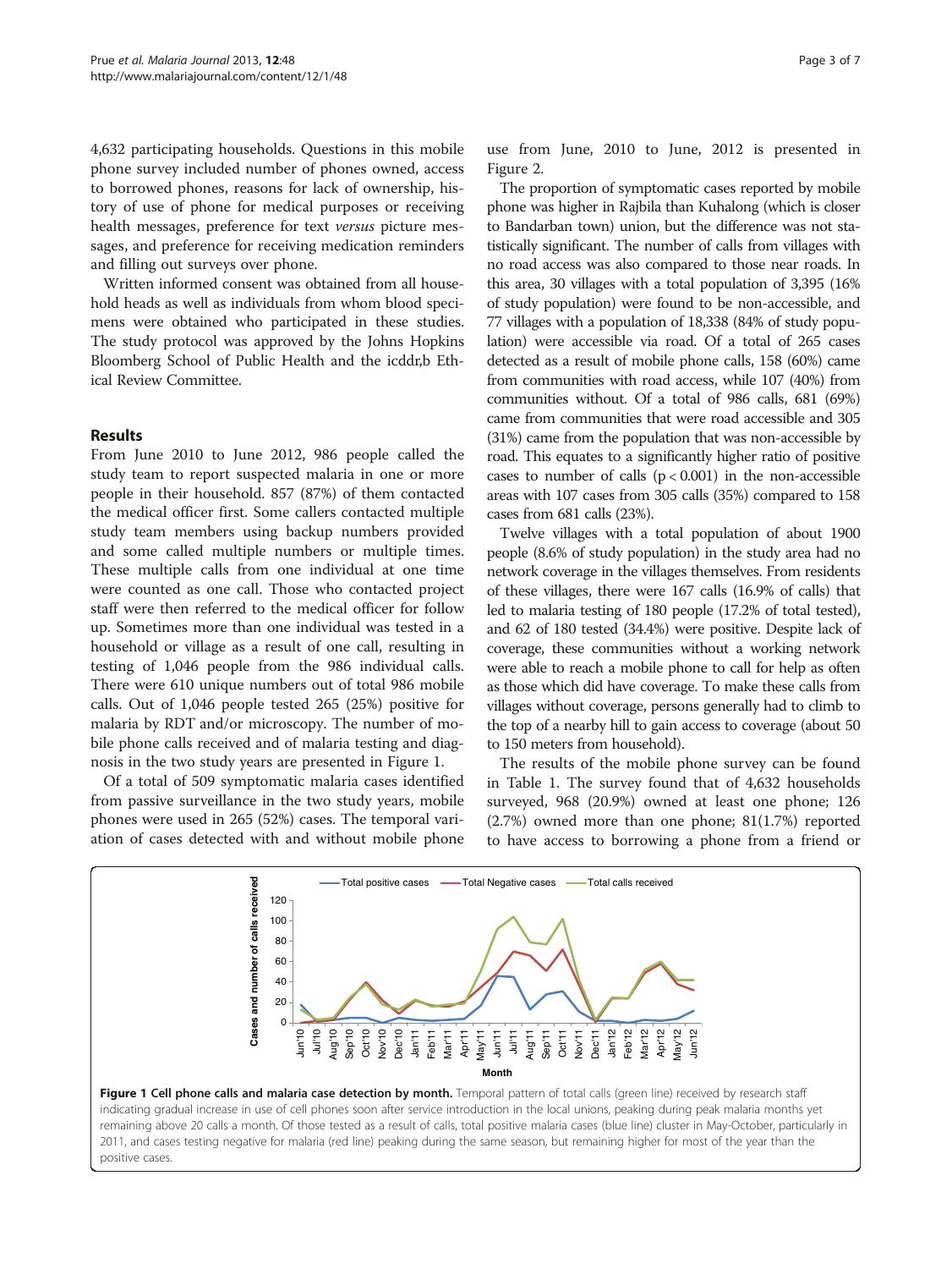4,632 participating households. Questions in this mobile phone survey included number of phones owned, access to borrowed phones, reasons for lack of ownership, history of use of phone for medical purposes or receiving health messages, preference for text *versus* picture messages, and preference for receiving medication reminders and filling out surveys over phone.

Written informed consent was obtained from all household heads as well as individuals from whom blood specimens were obtained who participated in these studies. The study protocol was approved by the Johns Hopkins Bloomberg School of Public Health and the icddr,b Ethical Review Committee.

## Results

From June 2010 to June 2012, 986 people called the study team to report suspected malaria in one or more people in their household. 857 (87%) of them contacted the medical officer first. Some callers contacted multiple study team members using backup numbers provided and some called multiple numbers or multiple times. These multiple calls from one individual at one time were counted as one call. Those who contacted project staff were then referred to the medical officer for follow up. Sometimes more than one individual was tested in a household or village as a result of one call, resulting in testing of 1,046 people from the 986 individual calls. There were 610 unique numbers out of total 986 mobile calls. Out of 1,046 people tested 265 (25%) positive for malaria by RDT and/or microscopy. The number of mobile phone calls received and of malaria testing and diagnosis in the two study years are presented in Figure 1.

Of a total of 509 symptomatic malaria cases identified from passive surveillance in the two study years, mobile phones were used in 265 (52%) cases. The temporal variation of cases detected with and without mobile phone use from June, 2010 to June, 2012 is presented in Figure 2.

The proportion of symptomatic cases reported by mobile phone was higher in Rajbila than Kuhalong (which is closer to Bandarban town) union, but the difference was not statistically significant. The number of calls from villages with no road access was also compared to those near roads. In this area, 30 villages with a total population of 3,395 (16% of study population) were found to be non-accessible, and 77 villages with a population of 18,338 (84% of study population) were accessible via road. Of a total of 265 cases detected as a result of mobile phone calls, 158 (60%) came from communities with road access, while 107 (40%) from communities without. Of a total of 986 calls, 681 (69%) came from communities that were road accessible and 305 (31%) came from the population that was non-accessible by road. This equates to a significantly higher ratio of positive cases to number of calls ($p < 0.001$) in the non-accessible areas with 107 cases from 305 calls (35%) compared to 158 cases from 681 calls (23%).

Twelve villages with a total population of about 1900 people (8.6% of study population) in the study area had no network coverage in the villages themselves. From residents of these villages, there were 167 calls (16.9% of calls) that led to malaria testing of 180 people (17.2% of total tested), and 62 of 180 tested (34.4%) were positive. Despite lack of coverage, these communities without a working network were able to reach a mobile phone to call for help as often as those which did have coverage. To make these calls from villages without coverage, persons generally had to climb to the top of a nearby hill to gain access to coverage (about 50 to 150 meters from household).

The results of the mobile phone survey can be found in Table 1. The survey found that of 4,632 households surveyed, 968 (20.9%) owned at least one phone; 126 (2.7%) owned more than one phone; 81(1.7%) reported to have access to borrowing a phone from a friend or

**Figure 1 Cell phone calls and malaria case detection by month.** Temporal pattern of total calls (green line) received by research staff indicating gradual increase in use of cell phones soon after service introduction in the local unions, peaking during peak malaria months yet remaining above 20 calls a month. Of those tested as a result of calls, total positive malaria cases (blue line) cluster in May-October, particularly in 2011, and cases testing negative for malaria (red line) peaking during the same season, but remaining higher for most of the year than the positive cases.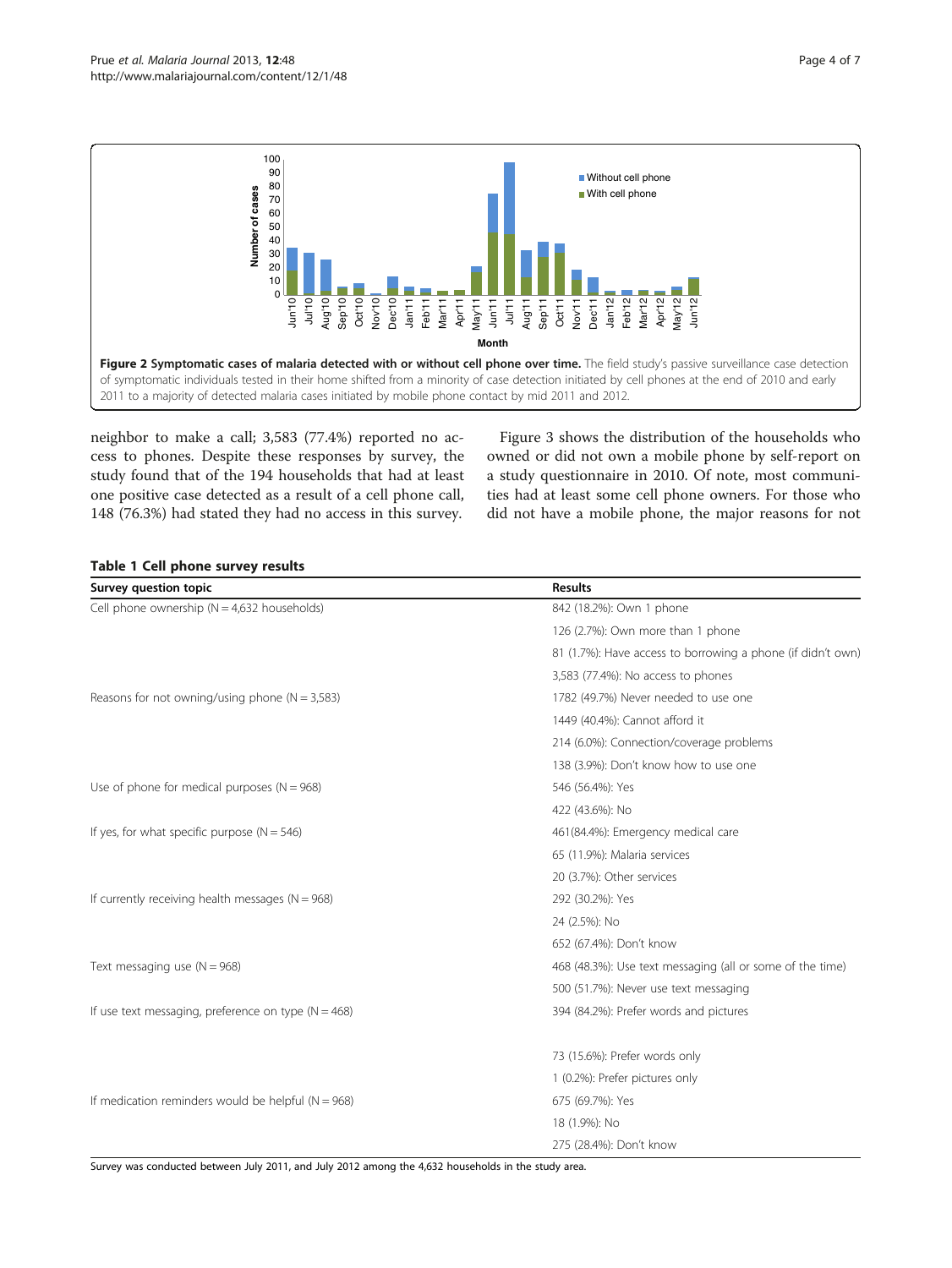**Figure 2 Symptomatic cases of malaria detected with or without cell phone over time.** The field study's passive surveillance case detection of symptomatic individuals tested in their home shifted from a minority of case detection initiated by cell phones at the end of 2010 and early 2011 to a majority of detected malaria cases initiated by mobile phone contact by mid 2011 and 2012.

neighbor to make a call; 3,583 (77.4%) reported no access to phones. Despite these responses by survey, the study found that of the 194 households that had at least one positive case detected as a result of a cell phone call, 148 (76.3%) had stated they had no access in this survey.

Figure 3 shows the distribution of the households who owned or did not own a mobile phone by self-report on a study questionnaire in 2010. Of note, most communities had at least some cell phone owners. For those who did not have a mobile phone, the major reasons for not

**Table 1 Cell phone survey results**

| Survey question topic | Results |
|---|---|
| Cell phone ownership (N = 4,632 households) | 842 (18.2%): Own 1 phone |
| | 126 (2.7%): Own more than 1 phone |
| | 81 (1.7%): Have access to borrowing a phone (if didn't own) |
| | 3,583 (77.4%): No access to phones |
| Reasons for not owning/using phone (N = 3,583) | 1782 (49.7%) Never needed to use one |
| | 1449 (40.4%): Cannot afford it |
| | 214 (6.0%): Connection/coverage problems |
| | 138 (3.9%): Don't know how to use one |
| Use of phone for medical purposes (N = 968) | 546 (56.4%): Yes |
| | 422 (43.6%): No |
| If yes, for what specific purpose (N = 546) | 461(84.4%): Emergency medical care |
| | 65 (11.9%): Malaria services |
| | 20 (3.7%): Other services |
| If currently receiving health messages (N = 968) | 292 (30.2%): Yes |
| | 24 (2.5%): No |
| | 652 (67.4%): Don't know |
| Text messaging use (N = 968) | 468 (48.3%): Use text messaging (all or some of the time) |
| | 500 (51.7%): Never use text messaging |
| If use text messaging, preference on type (N = 468) | 394 (84.2%): Prefer words and pictures |
| | 73 (15.6%): Prefer words only |
| | 1 (0.2%): Prefer pictures only |
| If medication reminders would be helpful (N = 968) | 675 (69.7%): Yes |
| | 18 (1.9%): No |
| | 275 (28.4%): Don't know |

Survey was conducted between July 2011, and July 2012 among the 4,632 households in the study area.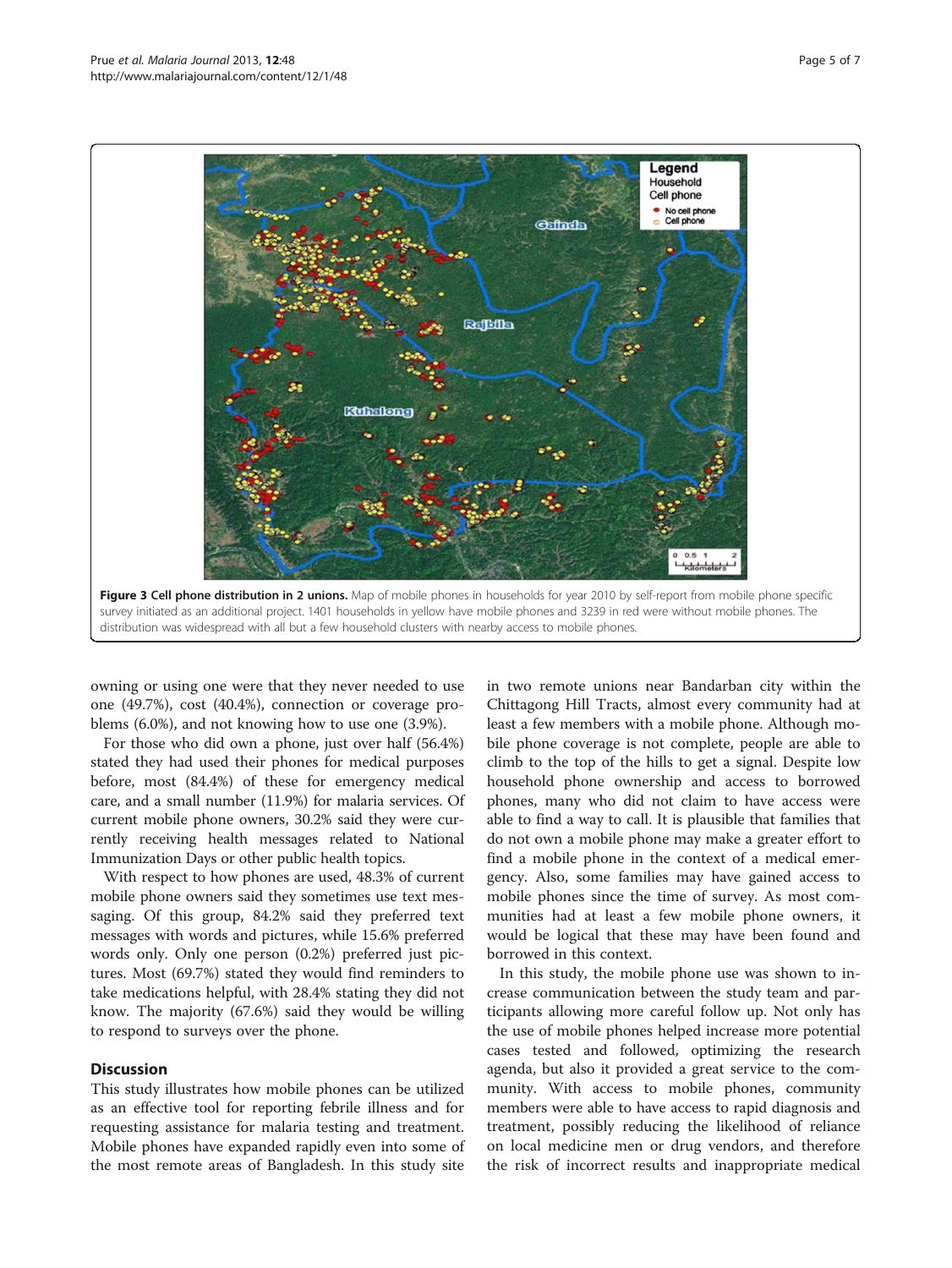**Figure 3 Cell phone distribution in 2 unions.** Map of mobile phones in households for year 2010 by self-report from mobile phone specific survey initiated as an additional project. 1401 households in yellow have mobile phones and 3239 in red were without mobile phones. The distribution was widespread with all but a few household clusters with nearby access to mobile phones.

owning or using one were that they never needed to use one (49.7%), cost (40.4%), connection or coverage problems (6.0%), and not knowing how to use one (3.9%).

For those who did own a phone, just over half (56.4%) stated they had used their phones for medical purposes before, most (84.4%) of these for emergency medical care, and a small number (11.9%) for malaria services. Of current mobile phone owners, 30.2% said they were currently receiving health messages related to National Immunization Days or other public health topics.

With respect to how phones are used, 48.3% of current mobile phone owners said they sometimes use text messaging. Of this group, 84.2% said they preferred text messages with words and pictures, while 15.6% preferred words only. Only one person (0.2%) preferred just pictures. Most (69.7%) stated they would find reminders to take medications helpful, with 28.4% stating they did not know. The majority (67.6%) said they would be willing to respond to surveys over the phone.

## Discussion

This study illustrates how mobile phones can be utilized as an effective tool for reporting febrile illness and for requesting assistance for malaria testing and treatment. Mobile phones have expanded rapidly even into some of the most remote areas of Bangladesh. In this study site in two remote unions near Bandarban city within the Chittagong Hill Tracts, almost every community had at least a few members with a mobile phone. Although mobile phone coverage is not complete, people are able to climb to the top of the hills to get a signal. Despite low household phone ownership and access to borrowed phones, many who did not claim to have access were able to find a way to call. It is plausible that families that do not own a mobile phone may make a greater effort to find a mobile phone in the context of a medical emergency. Also, some families may have gained access to mobile phones since the time of survey. As most communities had at least a few mobile phone owners, it would be logical that these may have been found and borrowed in this context.

In this study, the mobile phone use was shown to increase communication between the study team and participants allowing more careful follow up. Not only has the use of mobile phones helped increase more potential cases tested and followed, optimizing the research agenda, but also it provided a great service to the community. With access to mobile phones, community members were able to have access to rapid diagnosis and treatment, possibly reducing the likelihood of reliance on local medicine men or drug vendors, and therefore the risk of incorrect results and inappropriate medical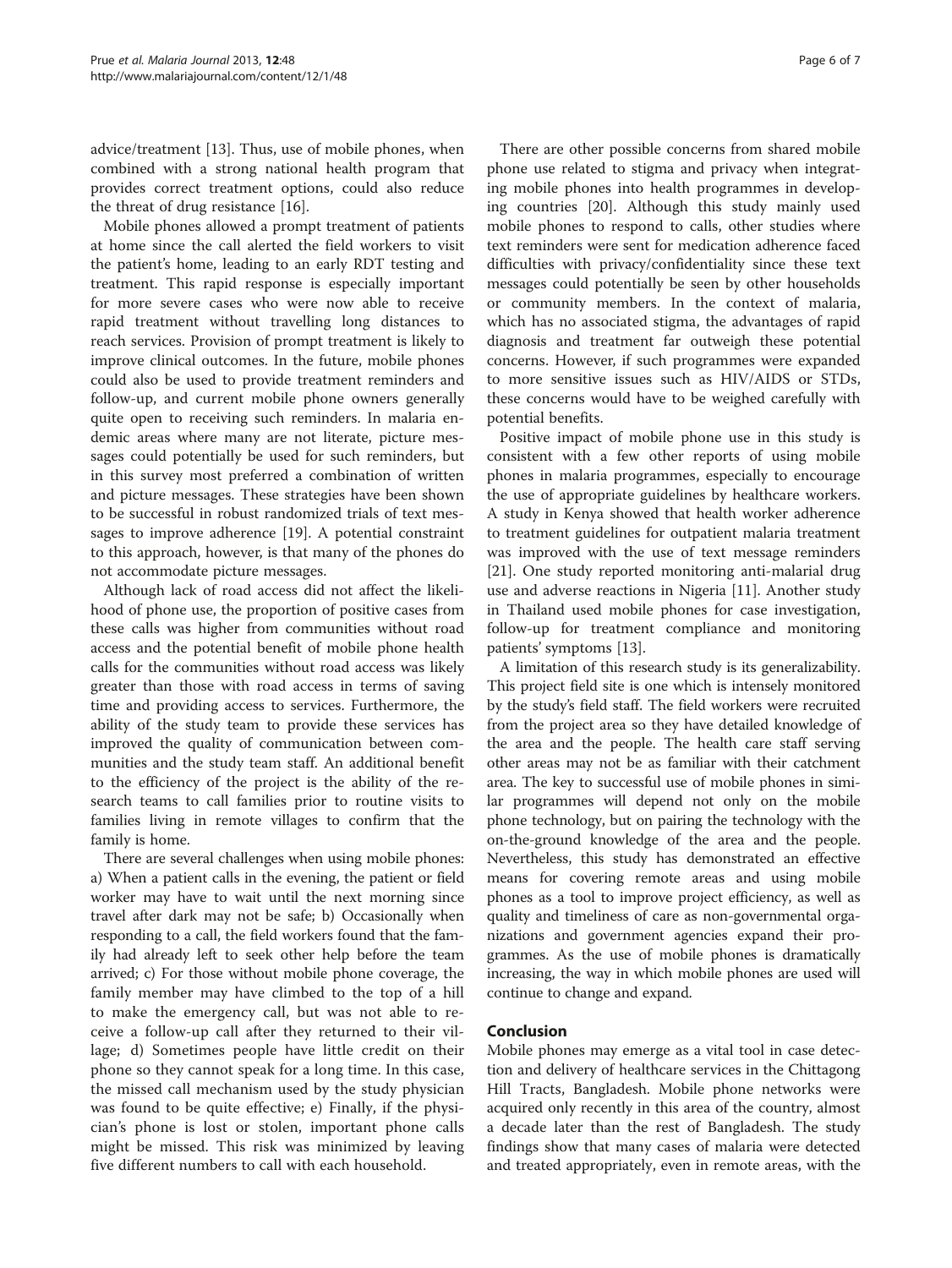advice/treatment [13]. Thus, use of mobile phones, when combined with a strong national health program that provides correct treatment options, could also reduce the threat of drug resistance [16].

Mobile phones allowed a prompt treatment of patients at home since the call alerted the field workers to visit the patient's home, leading to an early RDT testing and treatment. This rapid response is especially important for more severe cases who were now able to receive rapid treatment without travelling long distances to reach services. Provision of prompt treatment is likely to improve clinical outcomes. In the future, mobile phones could also be used to provide treatment reminders and follow-up, and current mobile phone owners generally quite open to receiving such reminders. In malaria endemic areas where many are not literate, picture messages could potentially be used for such reminders, but in this survey most preferred a combination of written and picture messages. These strategies have been shown to be successful in robust randomized trials of text messages to improve adherence [19]. A potential constraint to this approach, however, is that many of the phones do not accommodate picture messages.

Although lack of road access did not affect the likelihood of phone use, the proportion of positive cases from these calls was higher from communities without road access and the potential benefit of mobile phone health calls for the communities without road access was likely greater than those with road access in terms of saving time and providing access to services. Furthermore, the ability of the study team to provide these services has improved the quality of communication between communities and the study team staff. An additional benefit to the efficiency of the project is the ability of the research teams to call families prior to routine visits to families living in remote villages to confirm that the family is home.

There are several challenges when using mobile phones: a) When a patient calls in the evening, the patient or field worker may have to wait until the next morning since travel after dark may not be safe; b) Occasionally when responding to a call, the field workers found that the family had already left to seek other help before the team arrived; c) For those without mobile phone coverage, the family member may have climbed to the top of a hill to make the emergency call, but was not able to receive a follow-up call after they returned to their village; d) Sometimes people have little credit on their phone so they cannot speak for a long time. In this case, the missed call mechanism used by the study physician was found to be quite effective; e) Finally, if the physician's phone is lost or stolen, important phone calls might be missed. This risk was minimized by leaving five different numbers to call with each household.

There are other possible concerns from shared mobile phone use related to stigma and privacy when integrating mobile phones into health programmes in developing countries [20]. Although this study mainly used mobile phones to respond to calls, other studies where text reminders were sent for medication adherence faced difficulties with privacy/confidentiality since these text messages could potentially be seen by other households or community members. In the context of malaria, which has no associated stigma, the advantages of rapid diagnosis and treatment far outweigh these potential concerns. However, if such programmes were expanded to more sensitive issues such as HIV/AIDS or STDs, these concerns would have to be weighed carefully with potential benefits.

Positive impact of mobile phone use in this study is consistent with a few other reports of using mobile phones in malaria programmes, especially to encourage the use of appropriate guidelines by healthcare workers. A study in Kenya showed that health worker adherence to treatment guidelines for outpatient malaria treatment was improved with the use of text message reminders [21]. One study reported monitoring anti-malarial drug use and adverse reactions in Nigeria [11]. Another study in Thailand used mobile phones for case investigation, follow-up for treatment compliance and monitoring patients' symptoms [13].

A limitation of this research study is its generalizability. This project field site is one which is intensely monitored by the study's field staff. The field workers were recruited from the project area so they have detailed knowledge of the area and the people. The health care staff serving other areas may not be as familiar with their catchment area. The key to successful use of mobile phones in similar programmes will depend not only on the mobile phone technology, but on pairing the technology with the on-the-ground knowledge of the area and the people. Nevertheless, this study has demonstrated an effective means for covering remote areas and using mobile phones as a tool to improve project efficiency, as well as quality and timeliness of care as non-governmental organizations and government agencies expand their programmes. As the use of mobile phones is dramatically increasing, the way in which mobile phones are used will continue to change and expand.

## Conclusion

Mobile phones may emerge as a vital tool in case detection and delivery of healthcare services in the Chittagong Hill Tracts, Bangladesh. Mobile phone networks were acquired only recently in this area of the country, almost a decade later than the rest of Bangladesh. The study findings show that many cases of malaria were detected and treated appropriately, even in remote areas, with the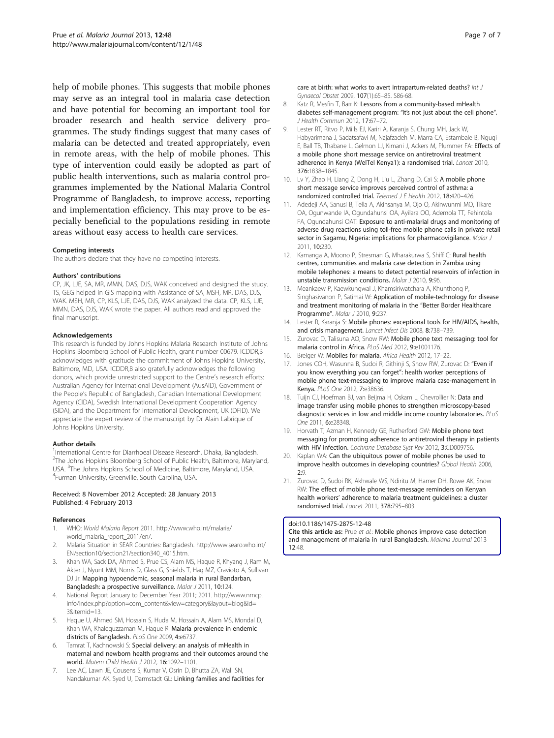help of mobile phones. This suggests that mobile phones may serve as an integral tool in malaria case detection and have potential for becoming an important tool for broader research and health service delivery programmes. The study findings suggest that many cases of malaria can be detected and treated appropriately, even in remote areas, with the help of mobile phones. This type of intervention could easily be adopted as part of public health interventions, such as malaria control programmes implemented by the National Malaria Control Programme of Bangladesh, to improve access, reporting and implementation efficiency. This may prove to be especially beneficial to the populations residing in remote areas without easy access to health care services.

#### Competing interests

The authors declare that they have no competing interests.

#### Authors' contributions

CP, JK, LJE, SA, MR, MMN, DAS, DJS, WAK conceived and designed the study. TS, GEG helped in GIS mapping with Assistance of SA, MSH, MR, DAS, DJS, WAK. MSH, MR, CP, KLS, LJE, DAS, DJS, WAK analyzed the data. CP, KLS, LJE, MMN, DAS, DJS, WAK wrote the paper. All authors read and approved the final manuscript.

#### Acknowledgements

This research is funded by Johns Hopkins Malaria Research Institute of Johns Hopkins Bloomberg School of Public Health, grant number 00679. ICDDR,B acknowledges with gratitude the commitment of Johns Hopkins University, Baltimore, MD, USA. ICDDR,B also gratefully acknowledges the following donors, which provide unrestricted support to the Centre's research efforts: Australian Agency for International Development (AusAID), Government of the People's Republic of Bangladesh, Canadian International Development Agency (CIDA), Swedish International Development Cooperation Agency (SIDA), and the Department for International Development, UK (DFID). We appreciate the expert review of the manuscript by Dr Alain Labrique of Johns Hopkins University.

#### Author details

[1]International Centre for Diarrhoeal Disease Research, Dhaka, Bangladesh. [2]The Johns Hopkins Bloomberg School of Public Health, Baltimore, Maryland, USA. [3]The Johns Hopkins School of Medicine, Baltimore, Maryland, USA. [4]Furman University, Greenville, South Carolina, USA.

Received: 8 November 2012 Accepted: 28 January 2013
Published: 4 February 2013

#### References

1. WHO: *World Malaria Report* 2011. http://www.who.int/malaria/world_malaria_report_2011/en/.
2. Malaria Situation in SEAR Countries: Bangladesh. http://www.searo.who.int/EN/section10/section21/section340_4015.htm.
3. Khan WA, Sack DA, Ahmed S, Prue CS, Alam MS, Haque R, Khyang J, Ram M, Akter J, Nyunt MM, Norris D, Glass G, Shields T, Haq MZ, Cravioto A, Sullivan DJ Jr: **Mapping hypoendemic, seasonal malaria in rural Bandarban, Bangladesh: a prospective surveillance.** *Malar J* 2011, **10:**124.
4. National Report January to December Year 2011; 2011. http://www.nmcp.info/index.php?option=com_content&view=category&layout=blog&id=3&Itemid=13.
5. Haque U, Ahmed SM, Hossain S, Huda M, Hossain A, Alam MS, Mondal D, Khan WA, Khalequzzaman M, Haque R: **Malaria prevalence in endemic districts of Bangladesh.** *PLoS One* 2009, **4:**e6737.
6. Tamrat T, Kachnowski S: **Special delivery: an analysis of mHealth in maternal and newborn health programs and their outcomes around the world.** *Matern Child Health J* 2012, **16:**1092–1101.
7. Lee AC, Lawn JE, Cousens S, Kumar V, Osrin D, Bhutta ZA, Wall SN, Nandakumar AK, Syed U, Darmstadt GL: **Linking families and facilities for care at birth: what works to avert intrapartum-related deaths?** *Int J Gynaecol Obstet* 2009, **107**(1):65–85. S86-68.
8. Katz R, Mesfin T, Barr K: **Lessons from a community-based mHealth diabetes self-management program: "it's not just about the cell phone".** *J Health Commun* 2012, **17:**67–72.
9. Lester RT, Ritvo P, Mills EJ, Kariri A, Karanja S, Chung MH, Jack W, Habyarimana J, Sadatsafavi M, Najafzadeh M, Marra CA, Estambale B, Ngugi E, Ball TB, Thabane L, Gelmon LJ, Kimani J, Ackers M, Plummer FA: **Effects of a mobile phone short message service on antiretroviral treatment adherence in Kenya (WelTel Kenya1): a randomised trial.** *Lancet* 2010, **376:**1838–1845.
10. Lv Y, Zhao H, Liang Z, Dong H, Liu L, Zhang D, Cai S: **A mobile phone short message service improves perceived control of asthma: a randomized controlled trial.** *Telemed J E Health* 2012, **18:**420–426.
11. Adedeji AA, Sanusi B, Tella A, Akinsanya M, Ojo O, Akinwunmi MO, Tikare OA, Ogunwande IA, Ogundahunsi OA, Ayilara OO, Ademola TT, Fehintola FA, Ogundahunsi OAT: **Exposure to anti-malarial drugs and monitoring of adverse drug reactions using toll-free mobile phone calls in private retail sector in Sagamu, Nigeria: implications for pharmacovigilance.** *Malar J* 2011, **10:**230.
12. Kamanga A, Moono P, Stresman G, Mharakurwa S, Shiff C: **Rural health centres, communities and malaria case detection in Zambia using mobile telephones: a means to detect potential reservoirs of infection in unstable transmission conditions.** *Malar J* 2010, **9:**96.
13. Meankaew P, Kaewkungwal J, Khamsiriwatchara A, Khunthong P, Singhasivanon P, Satimai W: **Application of mobile-technology for disease and treatment monitoring of malaria in the "Better Border Healthcare Programme".** *Malar J* 2010, **9:**237.
14. Lester R, Karanja S: **Mobile phones: exceptional tools for HIV/AIDS, health, and crisis management.** *Lancet Infect Dis* 2008, **8:**738–739.
15. Zurovac D, Talisuna AO, Snow RW: **Mobile phone text messaging: tool for malaria control in Africa.** *PLoS Med* 2012, **9:**e1001176.
16. Breiger W: **Mobiles for malaria.** *Africa Health* 2012, 17–22.
17. Jones COH, Wasunna B, Sudoi R, Githinji S, Snow RW, Zurovac D: **"Even if you know everything you can forget": health worker perceptions of mobile phone text-messaging to improve malaria case-management in Kenya.** *PLoS One* 2012, **7:**e38636.
18. Tuijn CJ, Hoefman BJ, van Beijma H, Oskam L, Chevrollier N: **Data and image transfer using mobile phones to strengthen microscopy-based diagnostic services in low and middle income country laboratories.** *PLoS One* 2011, **6:**e28348.
19. Horvath T, Azman H, Kennedy GE, Rutherford GW: **Mobile phone text messaging for promoting adherence to antiretroviral therapy in patients with HIV infection.** *Cochrane Database Syst Rev* 2012, **3:**CD009756.
20. Kaplan WA: **Can the ubiquitous power of mobile phones be used to improve health outcomes in developing countries?** *Global Health* 2006, **2:**9.
21. Zurovac D, Sudoi RK, Akhwale WS, Ndiritu M, Hamer DH, Rowe AK, Snow RW: **The effect of mobile phone text-message reminders on Kenyan health workers' adherence to malaria treatment guidelines: a cluster randomised trial.** *Lancet* 2011, **378:**795–803.

doi:10.1186/1475-2875-12-48
**Cite this article as:** Prue *et al.*: Mobile phones improve case detection and management of malaria in rural Bangladesh. *Malaria Journal* 2013 **12**:48.